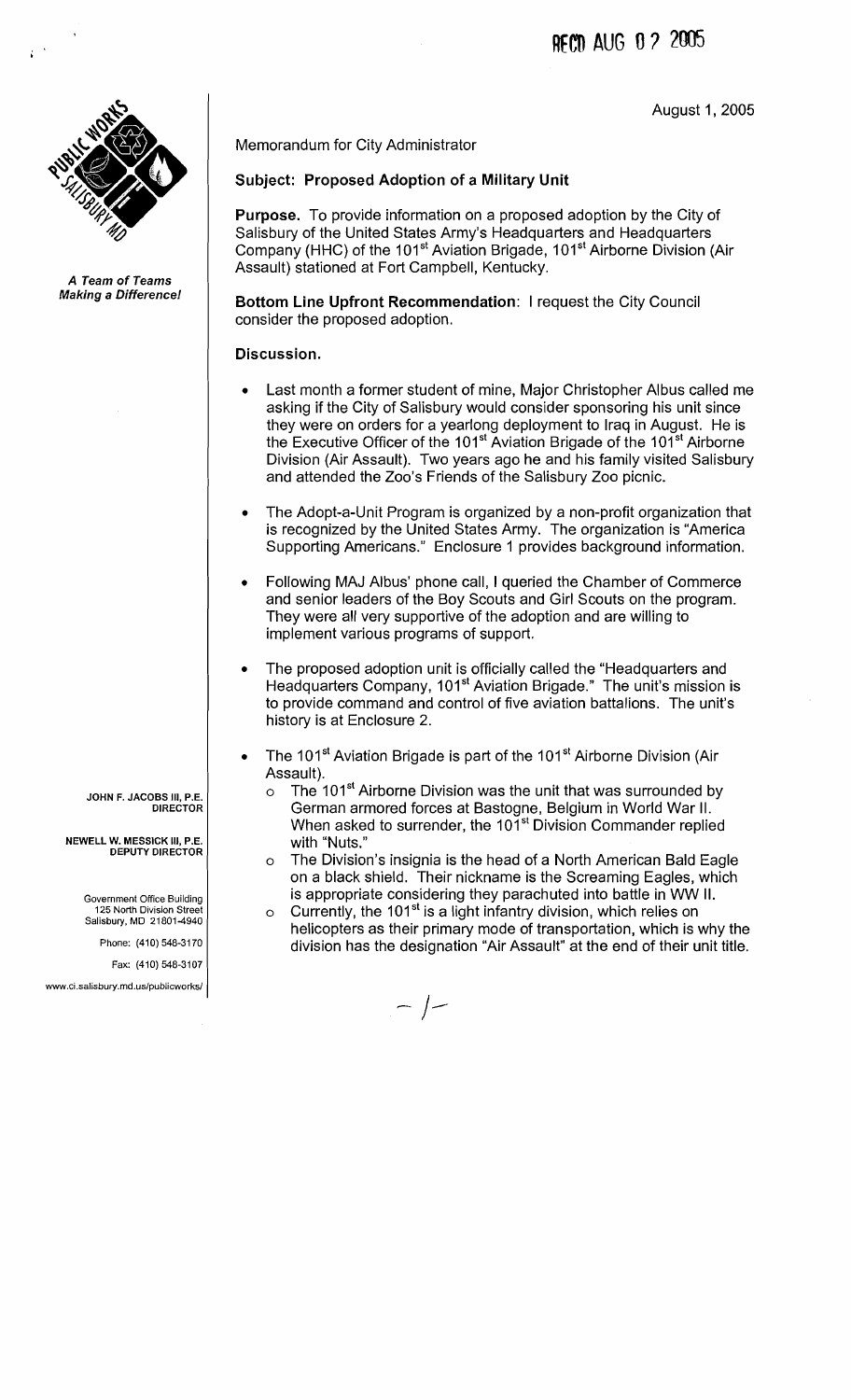RECD AUG 02 2005

August 1, 2005

*A Team of Teams Making a Difference!*

JOHN F. JACOBS III, P.E.
DIRECTOR

NEWELL W. MESSICK III, P.E.
DEPUTY DIRECTOR

Government Office Building
125 North Division Street
Salisbury, MD 21801-4940

Phone: (410) 548-3170

Fax: (410) 548-3107

www.ci.salisbury.md.us/publicworks/

Memorandum for City Administrator

**Subject: Proposed Adoption of a Military Unit**

**Purpose.** To provide information on a proposed adoption by the City of Salisbury of the United States Army's Headquarters and Headquarters Company (HHC) of the 101st Aviation Brigade, 101st Airborne Division (Air Assault) stationed at Fort Campbell, Kentucky.

**Bottom Line Upfront Recommendation**: I request the City Council consider the proposed adoption.

**Discussion.**

- Last month a former student of mine, Major Christopher Albus called me asking if the City of Salisbury would consider sponsoring his unit since they were on orders for a yearlong deployment to Iraq in August. He is the Executive Officer of the 101st Aviation Brigade of the 101st Airborne Division (Air Assault). Two years ago he and his family visited Salisbury and attended the Zoo's Friends of the Salisbury Zoo picnic.

- The Adopt-a-Unit Program is organized by a non-profit organization that is recognized by the United States Army. The organization is "America Supporting Americans." Enclosure 1 provides background information.

- Following MAJ Albus' phone call, I queried the Chamber of Commerce and senior leaders of the Boy Scouts and Girl Scouts on the program. They were all very supportive of the adoption and are willing to implement various programs of support.

- The proposed adoption unit is officially called the "Headquarters and Headquarters Company, 101st Aviation Brigade." The unit's mission is to provide command and control of five aviation battalions. The unit's history is at Enclosure 2.

- The 101st Aviation Brigade is part of the 101st Airborne Division (Air Assault).
  - The 101st Airborne Division was the unit that was surrounded by German armored forces at Bastogne, Belgium in World War II. When asked to surrender, the 101st Division Commander replied with "Nuts."
  - The Division's insignia is the head of a North American Bald Eagle on a black shield. Their nickname is the Screaming Eagles, which is appropriate considering they parachuted into battle in WW II.
  - Currently, the 101st is a light infantry division, which relies on helicopters as their primary mode of transportation, which is why the division has the designation "Air Assault" at the end of their unit title.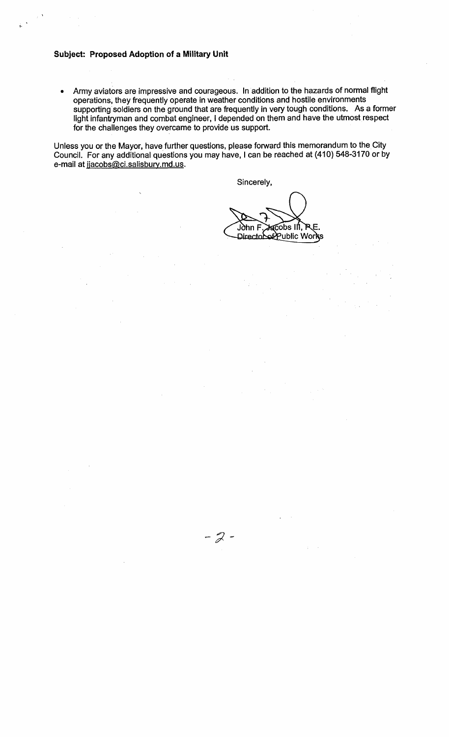**Subject: Proposed Adoption of a Military Unit**

- Army aviators are impressive and courageous. In addition to the hazards of normal flight operations, they frequently operate in weather conditions and hostile environments supporting soldiers on the ground that are frequently in very tough conditions. As a former light infantryman and combat engineer, I depended on them and have the utmost respect for the challenges they overcame to provide us support.

Unless you or the Mayor, have further questions, please forward this memorandum to the City Council. For any additional questions you may have, I can be reached at (410) 548-3170 or by e-mail at jjacobs@ci.salisbury.md.us.

Sincerely,

John F. Jacobs III, P.E.
Director of Public Works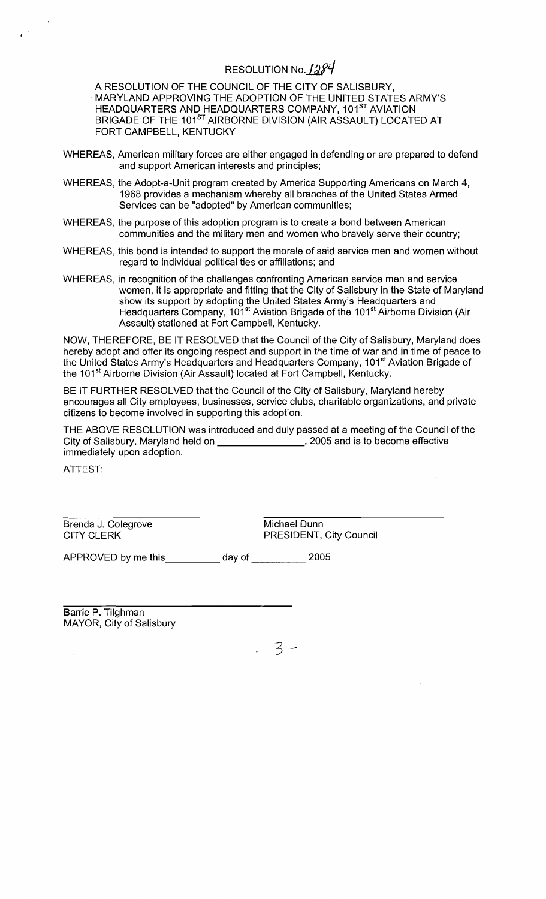# RESOLUTION No. 1284

A RESOLUTION OF THE COUNCIL OF THE CITY OF SALISBURY, MARYLAND APPROVING THE ADOPTION OF THE UNITED STATES ARMY'S HEADQUARTERS AND HEADQUARTERS COMPANY, 101ST AVIATION BRIGADE OF THE 101ST AIRBORNE DIVISION (AIR ASSAULT) LOCATED AT FORT CAMPBELL, KENTUCKY

WHEREAS, American military forces are either engaged in defending or are prepared to defend and support American interests and principles;

WHEREAS, the Adopt-a-Unit program created by America Supporting Americans on March 4, 1968 provides a mechanism whereby all branches of the United States Armed Services can be "adopted" by American communities;

WHEREAS, the purpose of this adoption program is to create a bond between American communities and the military men and women who bravely serve their country;

WHEREAS, this bond is intended to support the morale of said service men and women without regard to individual political ties or affiliations; and

WHEREAS, in recognition of the challenges confronting American service men and service women, it is appropriate and fitting that the City of Salisbury in the State of Maryland show its support by adopting the United States Army's Headquarters and Headquarters Company, 101st Aviation Brigade of the 101st Airborne Division (Air Assault) stationed at Fort Campbell, Kentucky.

NOW, THEREFORE, BE IT RESOLVED that the Council of the City of Salisbury, Maryland does hereby adopt and offer its ongoing respect and support in the time of war and in time of peace to the United States Army's Headquarters and Headquarters Company, 101st Aviation Brigade of the 101st Airborne Division (Air Assault) located at Fort Campbell, Kentucky.

BE IT FURTHER RESOLVED that the Council of the City of Salisbury, Maryland hereby encourages all City employees, businesses, service clubs, charitable organizations, and private citizens to become involved in supporting this adoption.

THE ABOVE RESOLUTION was introduced and duly passed at a meeting of the Council of the City of Salisbury, Maryland held on ________________, 2005 and is to become effective immediately upon adoption.

ATTEST:

| | |
|---|---|
| Brenda J. Colegrove<br>CITY CLERK | Michael Dunn<br>PRESIDENT, City Council |

APPROVED by me this__________ day of __________ 2005

Barrie P. Tilghman
MAYOR, City of Salisbury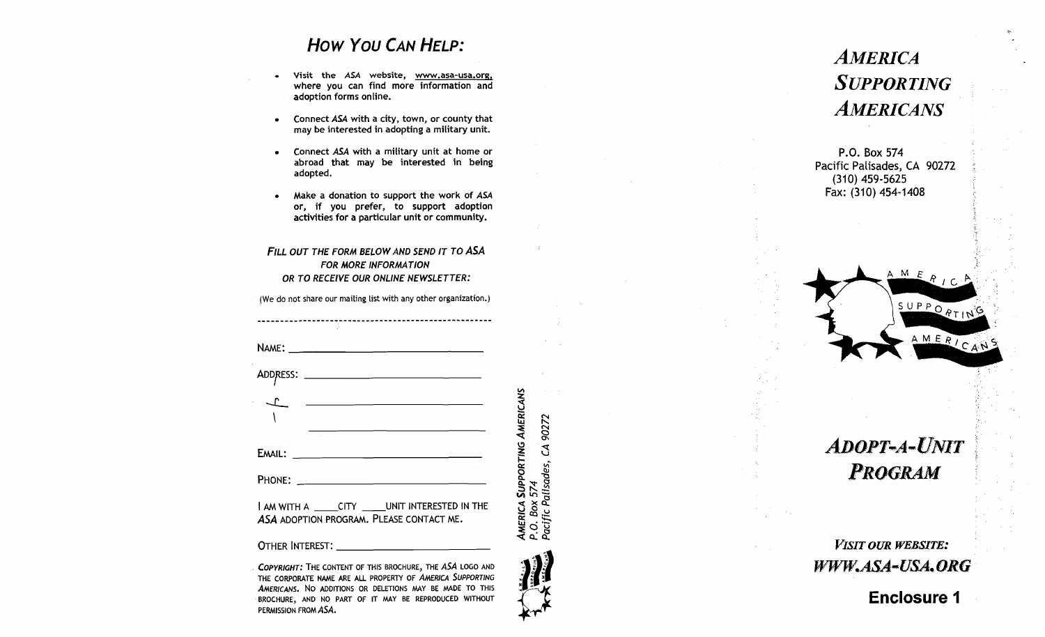## *How You Can Help:*

- Visit the *ASA* website, www.asa-usa.org, where you can find more information and adoption forms online.
- Connect *ASA* with a city, town, or county that may be interested in adopting a military unit.
- Connect *ASA* with a military unit at home or abroad that may be interested in being adopted.
- Make a donation to support the work of *ASA* or, if you prefer, to support adoption activities for a particular unit or community.

***Fill out the form below and send it to ASA for more information or to receive our online newsletter:***

(We do not share our mailing list with any other organization.)

---

NAME: ______________________________

ADDRESS: ______________________________

______________________________

______________________________

EMAIL: ______________________________

PHONE: ______________________________

I AM WITH A _____CITY _____UNIT INTERESTED IN THE *ASA* ADOPTION PROGRAM. PLEASE CONTACT ME.

OTHER INTEREST: ______________________________

***Copyright:*** The content of this brochure, the *ASA* logo and the corporate name are all property of *America Supporting Americans*. No additions or deletions may be made to this brochure, and no part of it may be reproduced without permission from *ASA*.

*America Supporting Americans*
*P.O. Box 574*
*Pacific Palisades, CA 90272*

# *America Supporting Americans*

P.O. Box 574
Pacific Palisades, CA 90272
(310) 459-5625
Fax: (310) 454-1408

AMERICA SUPPORTING AMERICANS

# *Adopt-A-Unit Program*

*Visit our website:*

***WWW.ASA-USA.ORG***

**Enclosure 1**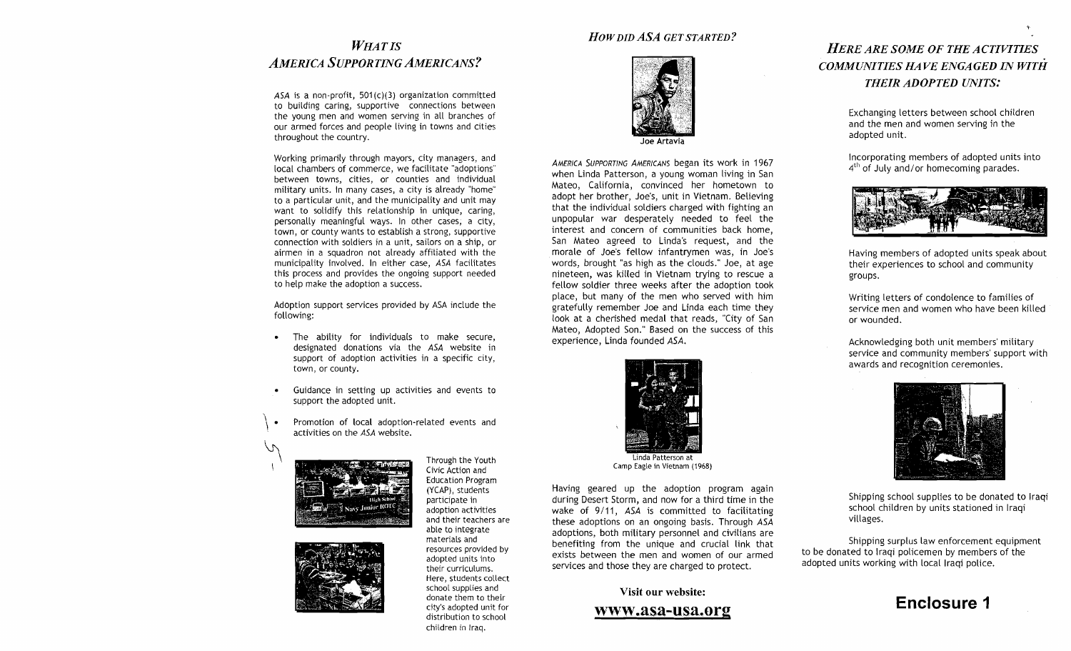## *What is America Supporting Americans?*

*ASA* is a non-profit, 501(c)(3) organization committed to building caring, supportive connections between the young men and women serving in all branches of our armed forces and people living in towns and cities throughout the country.

Working primarily through mayors, city managers, and local chambers of commerce, we facilitate "adoptions" between towns, cities, or counties and individual military units. In many cases, a city is already "home" to a particular unit, and the municipality and unit may want to solidify this relationship in unique, caring, personally meaningful ways. In other cases, a city, town, or county wants to establish a strong, supportive connection with soldiers in a unit, sailors on a ship, or airmen in a squadron not already affiliated with the municipality involved. In either case, *ASA* facilitates this process and provides the ongoing support needed to help make the adoption a success.

Adoption support services provided by ASA include the following:

- The ability for individuals to make secure, designated donations via the *ASA* website in support of adoption activities in a specific city, town, or county.
- Guidance in setting up activities and events to support the adopted unit.
- Promotion of local adoption-related events and activities on the *ASA* website.

Through the Youth Civic Action and Education Program (YCAP), students participate in adoption activities and their teachers are able to integrate materials and resources provided by adopted units into their curriculums. Here, students collect school supplies and donate them to their city's adopted unit for distribution to school children in Iraq.

## *How did ASA get started?*

Joe Artavia

*America Supporting Americans* began its work in 1967 when Linda Patterson, a young woman living in San Mateo, California, convinced her hometown to adopt her brother, Joe's, unit in Vietnam. Believing that the individual soldiers charged with fighting an unpopular war desperately needed to feel the interest and concern of communities back home, San Mateo agreed to Linda's request, and the morale of Joe's fellow infantrymen was, in Joe's words, brought "as high as the clouds." Joe, at age nineteen, was killed in Vietnam trying to rescue a fellow soldier three weeks after the adoption took place, but many of the men who served with him gratefully remember Joe and Linda each time they look at a cherished medal that reads, "City of San Mateo, Adopted Son." Based on the success of this experience, Linda founded *ASA*.

Linda Patterson at Camp Eagle in Vietnam (1968)

Having geared up the adoption program again during Desert Storm, and now for a third time in the wake of 9/11, *ASA* is committed to facilitating these adoptions on an ongoing basis. Through *ASA* adoptions, both military personnel and civilians are benefiting from the unique and crucial link that exists between the men and women of our armed services and those they are charged to protect.

**Visit our website:**

**www.asa-usa.org**

## *Here are some of the activties communities have engaged in with their adopted units:*

Exchanging letters between school children and the men and women serving in the adopted unit.

Incorporating members of adopted units into 4th of July and/or homecoming parades.

Having members of adopted units speak about their experiences to school and community groups.

Writing letters of condolence to families of service men and women who have been killed or wounded.

Acknowledging both unit members' military service and community members' support with awards and recognition ceremonies.

Shipping school supplies to be donated to Iraqi school children by units stationed in Iraqi villages.

Shipping surplus law enforcement equipment to be donated to Iraqi policemen by members of the adopted units working with local Iraqi police.

**Enclosure 1**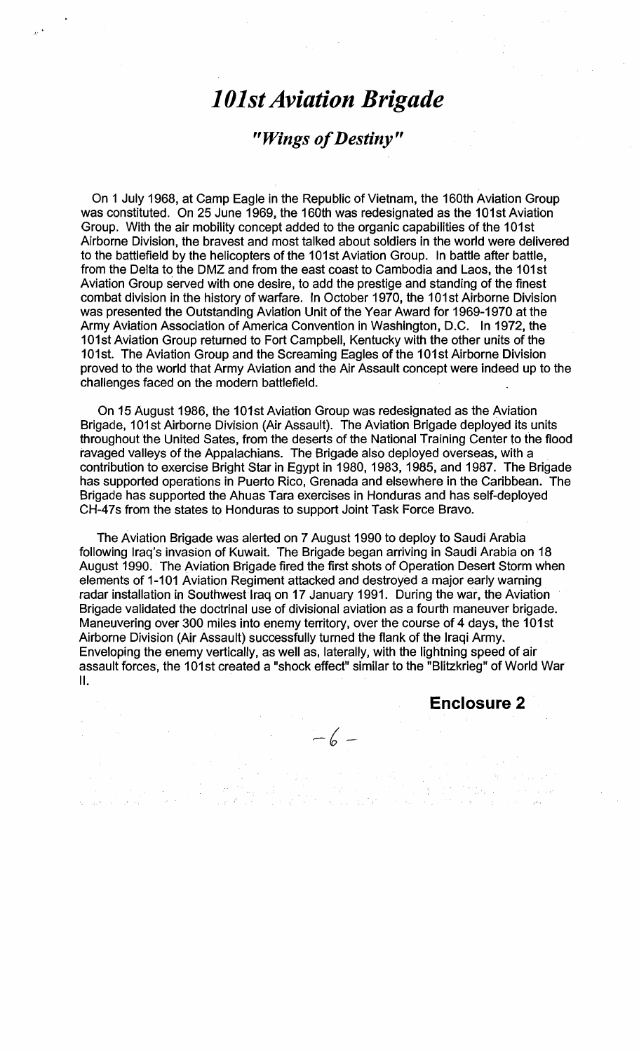# *101st Aviation Brigade*

## *"Wings of Destiny"*

On 1 July 1968, at Camp Eagle in the Republic of Vietnam, the 160th Aviation Group was constituted. On 25 June 1969, the 160th was redesignated as the 101st Aviation Group. With the air mobility concept added to the organic capabilities of the 101st Airborne Division, the bravest and most talked about soldiers in the world were delivered to the battlefield by the helicopters of the 101st Aviation Group. In battle after battle, from the Delta to the DMZ and from the east coast to Cambodia and Laos, the 101st Aviation Group served with one desire, to add the prestige and standing of the finest combat division in the history of warfare. In October 1970, the 101st Airborne Division was presented the Outstanding Aviation Unit of the Year Award for 1969-1970 at the Army Aviation Association of America Convention in Washington, D.C. In 1972, the 101st Aviation Group returned to Fort Campbell, Kentucky with the other units of the 101st. The Aviation Group and the Screaming Eagles of the 101st Airborne Division proved to the world that Army Aviation and the Air Assault concept were indeed up to the challenges faced on the modern battlefield.

On 15 August 1986, the 101st Aviation Group was redesignated as the Aviation Brigade, 101st Airborne Division (Air Assault). The Aviation Brigade deployed its units throughout the United Sates, from the deserts of the National Training Center to the flood ravaged valleys of the Appalachians. The Brigade also deployed overseas, with a contribution to exercise Bright Star in Egypt in 1980, 1983, 1985, and 1987. The Brigade has supported operations in Puerto Rico, Grenada and elsewhere in the Caribbean. The Brigade has supported the Ahuas Tara exercises in Honduras and has self-deployed CH-47s from the states to Honduras to support Joint Task Force Bravo.

The Aviation Brigade was alerted on 7 August 1990 to deploy to Saudi Arabia following Iraq's invasion of Kuwait. The Brigade began arriving in Saudi Arabia on 18 August 1990. The Aviation Brigade fired the first shots of Operation Desert Storm when elements of 1-101 Aviation Regiment attacked and destroyed a major early warning radar installation in Southwest Iraq on 17 January 1991. During the war, the Aviation Brigade validated the doctrinal use of divisional aviation as a fourth maneuver brigade. Maneuvering over 300 miles into enemy territory, over the course of 4 days, the 101st Airborne Division (Air Assault) successfully turned the flank of the Iraqi Army. Enveloping the enemy vertically, as well as, laterally, with the lightning speed of air assault forces, the 101st created a "shock effect" similar to the "Blitzkrieg" of World War II.

**Enclosure 2**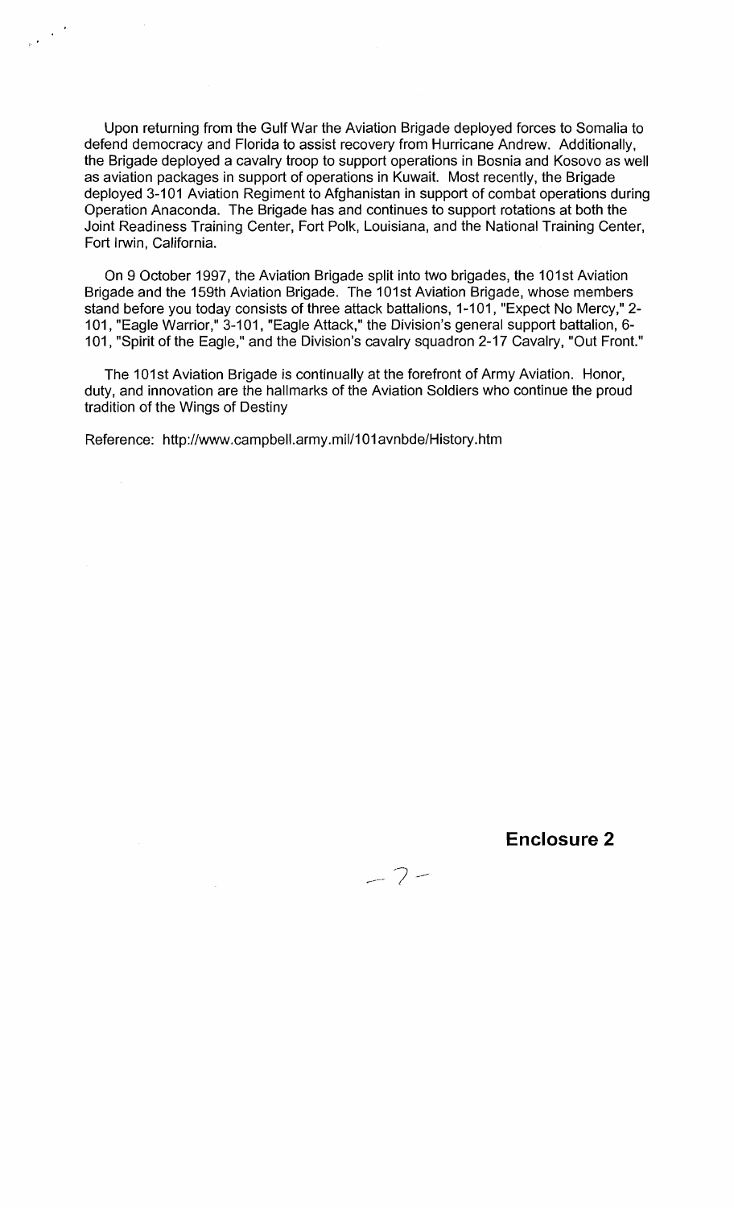Upon returning from the Gulf War the Aviation Brigade deployed forces to Somalia to defend democracy and Florida to assist recovery from Hurricane Andrew. Additionally, the Brigade deployed a cavalry troop to support operations in Bosnia and Kosovo as well as aviation packages in support of operations in Kuwait. Most recently, the Brigade deployed 3-101 Aviation Regiment to Afghanistan in support of combat operations during Operation Anaconda. The Brigade has and continues to support rotations at both the Joint Readiness Training Center, Fort Polk, Louisiana, and the National Training Center, Fort Irwin, California.

On 9 October 1997, the Aviation Brigade split into two brigades, the 101st Aviation Brigade and the 159th Aviation Brigade. The 101st Aviation Brigade, whose members stand before you today consists of three attack battalions, 1-101, "Expect No Mercy," 2-101, "Eagle Warrior," 3-101, "Eagle Attack," the Division's general support battalion, 6-101, "Spirit of the Eagle," and the Division's cavalry squadron 2-17 Cavalry, "Out Front."

The 101st Aviation Brigade is continually at the forefront of Army Aviation. Honor, duty, and innovation are the hallmarks of the Aviation Soldiers who continue the proud tradition of the Wings of Destiny

Reference: http://www.campbell.army.mil/101avnbde/History.htm

**Enclosure 2**